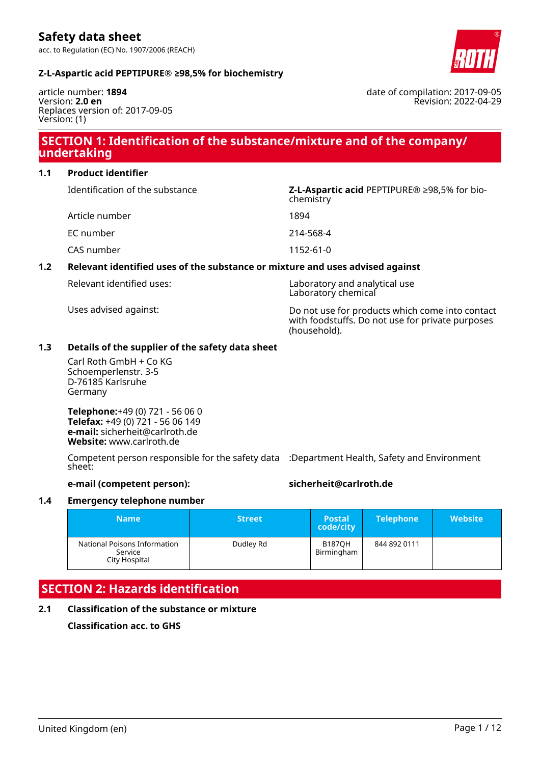# Safety data sheet

acc. to Regulation (EC) No. 1907/2006 (REACH)

**Z-L-Aspartic acid PEPTIPURE® ≥98,5% for biochemistry**

article number: **1894**
Version: **2.0 en**
Replaces version of: 2017-09-05
Version: (1)

date of compilation: 2017-09-05
Revision: 2022-04-29

## SECTION 1: Identification of the substance/mixture and of the company/undertaking

### 1.1 Product identifier

| | |
|---|---|
| Identification of the substance | **Z-L-Aspartic acid** PEPTIPURE® ≥98,5% for biochemistry |
| Article number | 1894 |
| EC number | 214-568-4 |
| CAS number | 1152-61-0 |

### 1.2 Relevant identified uses of the substance or mixture and uses advised against

| | |
|---|---|
| Relevant identified uses: | Laboratory and analytical use<br>Laboratory chemical |
| Uses advised against: | Do not use for products which come into contact with foodstuffs. Do not use for private purposes (household). |

### 1.3 Details of the supplier of the safety data sheet

Carl Roth GmbH + Co KG
Schoemperlenstr. 3-5
D-76185 Karlsruhe
Germany

**Telephone:**+49 (0) 721 - 56 06 0
**Telefax:** +49 (0) 721 - 56 06 149
**e-mail:** sicherheit@carlroth.de
**Website:** www.carlroth.de

Competent person responsible for the safety data sheet: :Department Health, Safety and Environment

**e-mail (competent person):** **sicherheit@carlroth.de**

### 1.4 Emergency telephone number

| Name | Street | Postal code/city | Telephone | Website |
|---|---|---|---|---|
| National Poisons Information Service City Hospital | Dudley Rd | B187QH Birmingham | 844 892 0111 | |

## SECTION 2: Hazards identification

### 2.1 Classification of the substance or mixture

**Classification acc. to GHS**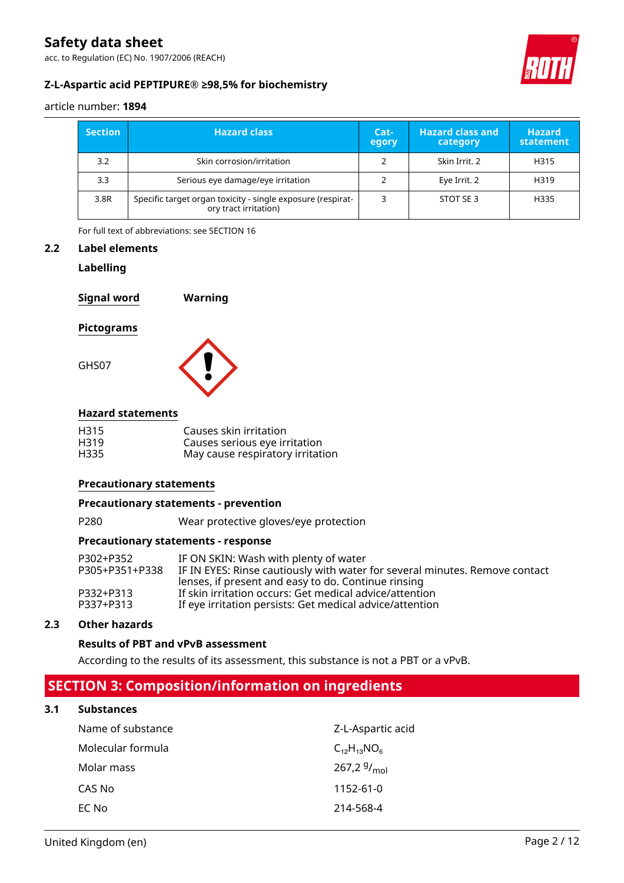| Section | Hazard class | Category | Hazard class and category | Hazard statement |
|---|---|---|---|---|
| 3.2 | Skin corrosion/irritation | 2 | Skin Irrit. 2 | H315 |
| 3.3 | Serious eye damage/eye irritation | 2 | Eye Irrit. 2 | H319 |
| 3.8R | Specific target organ toxicity - single exposure (respiratory tract irritation) | 3 | STOT SE 3 | H335 |

For full text of abbreviations: see SECTION 16

### 2.2 Label elements

**Labelling**

**Signal word** **Warning**

**Pictograms**

GHS07

**Hazard statements**

H315 Causes skin irritation
H319 Causes serious eye irritation
H335 May cause respiratory irritation

**Precautionary statements**

**Precautionary statements - prevention**

P280 Wear protective gloves/eye protection

**Precautionary statements - response**

P302+P352 IF ON SKIN: Wash with plenty of water
P305+P351+P338 IF IN EYES: Rinse cautiously with water for several minutes. Remove contact lenses, if present and easy to do. Continue rinsing
P332+P313 If skin irritation occurs: Get medical advice/attention
P337+P313 If eye irritation persists: Get medical advice/attention

### 2.3 Other hazards

**Results of PBT and vPvB assessment**

According to the results of its assessment, this substance is not a PBT or a vPvB.

## SECTION 3: Composition/information on ingredients

### 3.1 Substances

| | |
|---|---|
| Name of substance | Z-L-Aspartic acid |
| Molecular formula | $C_{12}H_{13}NO_6$ |
| Molar mass | 267,2 $^{g}/_{mol}$ |
| CAS No | 1152-61-0 |
| EC No | 214-568-4 |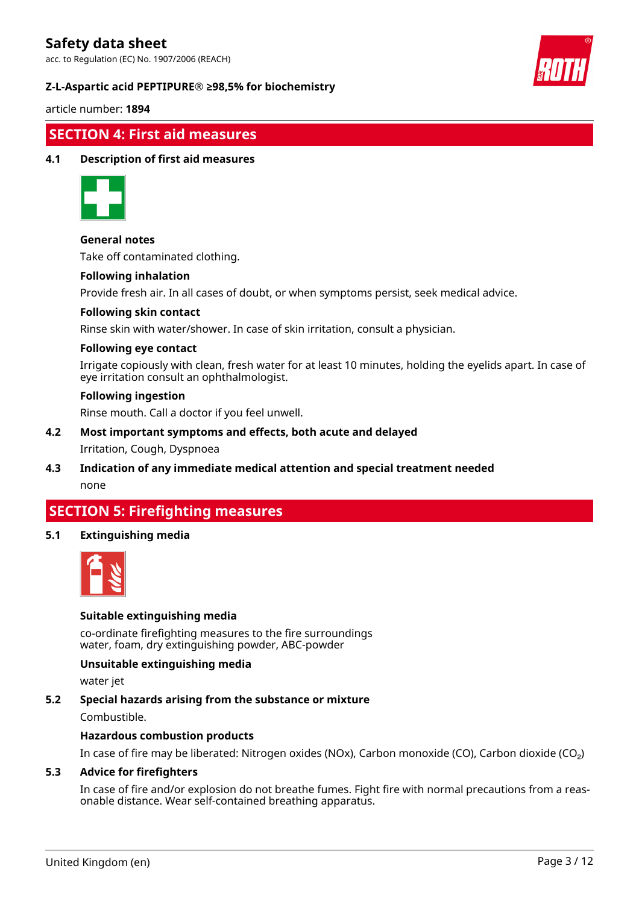## SECTION 4: First aid measures

### 4.1 Description of first aid measures

**General notes**

Take off contaminated clothing.

**Following inhalation**

Provide fresh air. In all cases of doubt, or when symptoms persist, seek medical advice.

**Following skin contact**

Rinse skin with water/shower. In case of skin irritation, consult a physician.

**Following eye contact**

Irrigate copiously with clean, fresh water for at least 10 minutes, holding the eyelids apart. In case of eye irritation consult an ophthalmologist.

**Following ingestion**

Rinse mouth. Call a doctor if you feel unwell.

### 4.2 Most important symptoms and effects, both acute and delayed

Irritation, Cough, Dyspnoea

### 4.3 Indication of any immediate medical attention and special treatment needed

none

## SECTION 5: Firefighting measures

### 5.1 Extinguishing media

**Suitable extinguishing media**

co-ordinate firefighting measures to the fire surroundings
water, foam, dry extinguishing powder, ABC-powder

**Unsuitable extinguishing media**

water jet

### 5.2 Special hazards arising from the substance or mixture

Combustible.

**Hazardous combustion products**

In case of fire may be liberated: Nitrogen oxides (NOx), Carbon monoxide (CO), Carbon dioxide ($CO_2$)

### 5.3 Advice for firefighters

In case of fire and/or explosion do not breathe fumes. Fight fire with normal precautions from a reasonable distance. Wear self-contained breathing apparatus.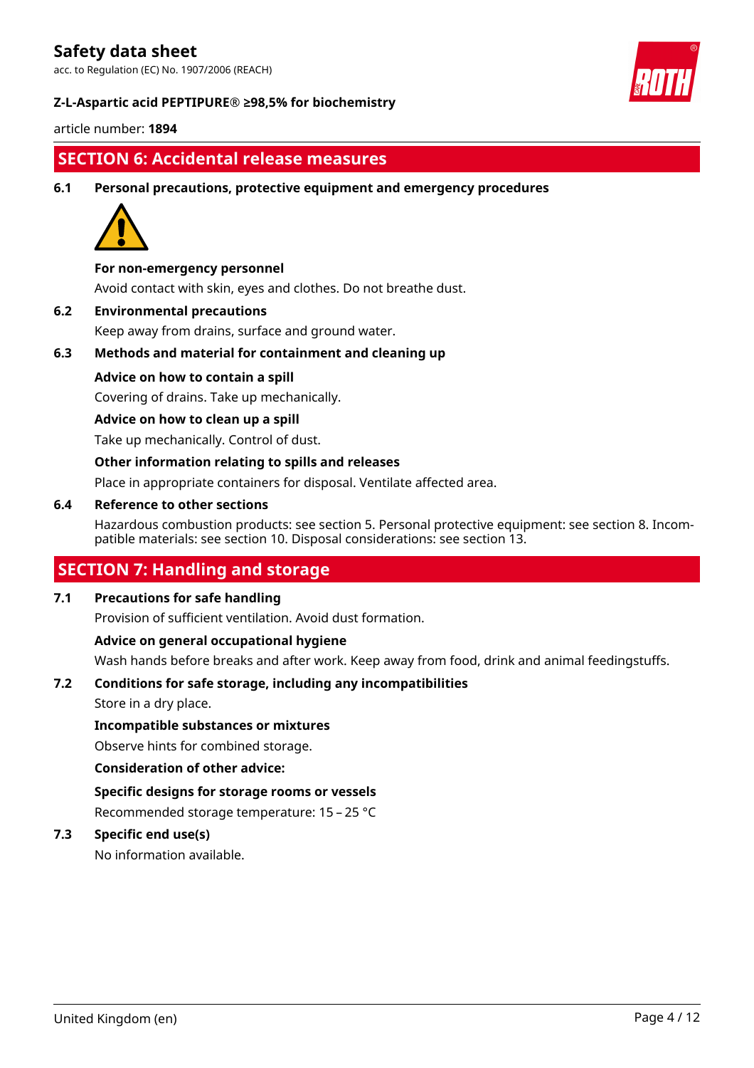## SECTION 6: Accidental release measures

### 6.1 Personal precautions, protective equipment and emergency procedures

**For non-emergency personnel**

Avoid contact with skin, eyes and clothes. Do not breathe dust.

### 6.2 Environmental precautions

Keep away from drains, surface and ground water.

### 6.3 Methods and material for containment and cleaning up

**Advice on how to contain a spill**

Covering of drains. Take up mechanically.

**Advice on how to clean up a spill**

Take up mechanically. Control of dust.

**Other information relating to spills and releases**

Place in appropriate containers for disposal. Ventilate affected area.

### 6.4 Reference to other sections

Hazardous combustion products: see section 5. Personal protective equipment: see section 8. Incompatible materials: see section 10. Disposal considerations: see section 13.

## SECTION 7: Handling and storage

### 7.1 Precautions for safe handling

Provision of sufficient ventilation. Avoid dust formation.

**Advice on general occupational hygiene**

Wash hands before breaks and after work. Keep away from food, drink and animal feedingstuffs.

### 7.2 Conditions for safe storage, including any incompatibilities

Store in a dry place.

**Incompatible substances or mixtures**

Observe hints for combined storage.

**Consideration of other advice:**

**Specific designs for storage rooms or vessels**

Recommended storage temperature: 15 – 25 °C

### 7.3 Specific end use(s)

No information available.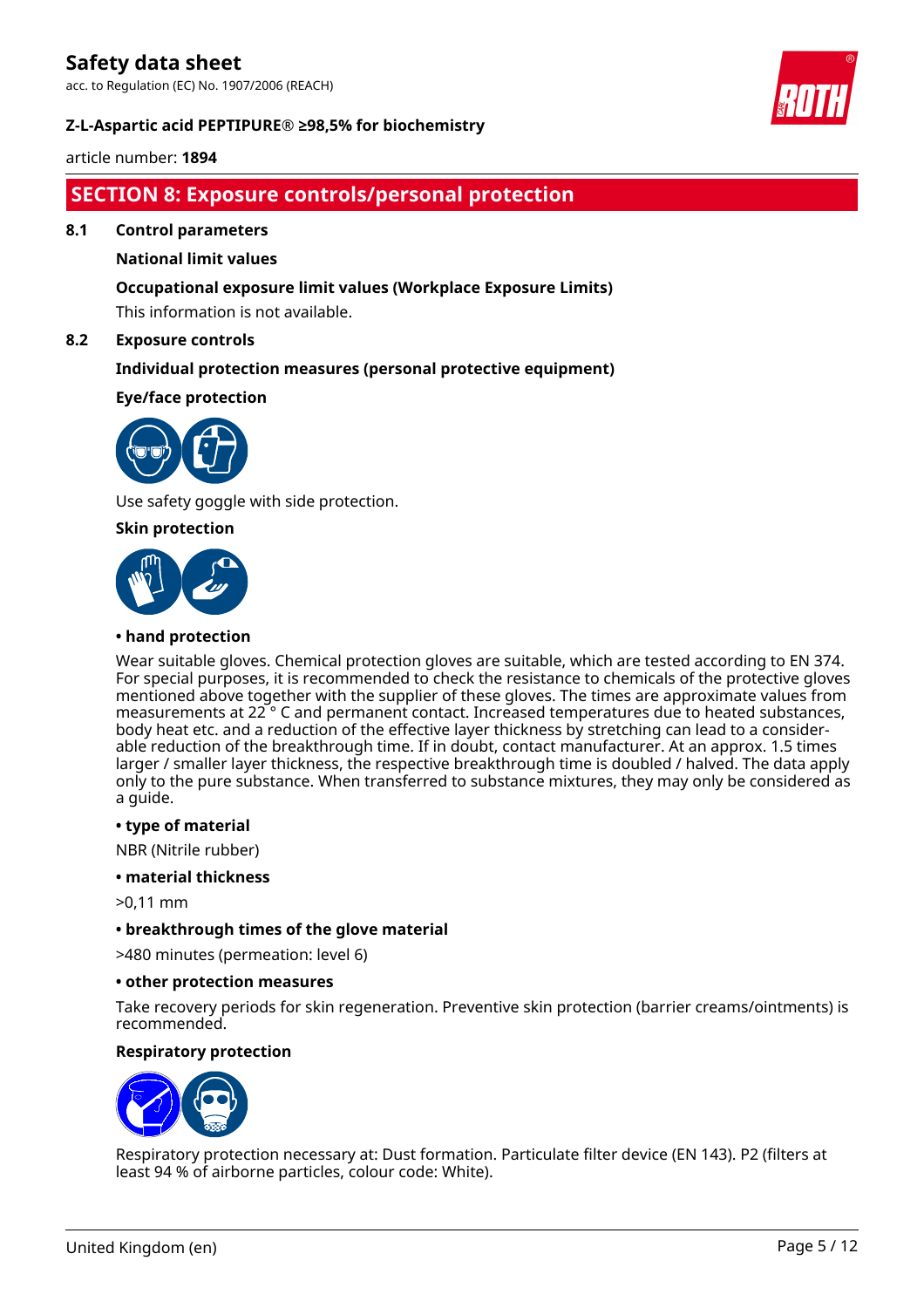## SECTION 8: Exposure controls/personal protection

### 8.1 Control parameters

**National limit values**

**Occupational exposure limit values (Workplace Exposure Limits)**

This information is not available.

### 8.2 Exposure controls

**Individual protection measures (personal protective equipment)**

**Eye/face protection**

Use safety goggle with side protection.

**Skin protection**

**• hand protection**

Wear suitable gloves. Chemical protection gloves are suitable, which are tested according to EN 374. For special purposes, it is recommended to check the resistance to chemicals of the protective gloves mentioned above together with the supplier of these gloves. The times are approximate values from measurements at 22 ° C and permanent contact. Increased temperatures due to heated substances, body heat etc. and a reduction of the effective layer thickness by stretching can lead to a considerable reduction of the breakthrough time. If in doubt, contact manufacturer. At an approx. 1.5 times larger / smaller layer thickness, the respective breakthrough time is doubled / halved. The data apply only to the pure substance. When transferred to substance mixtures, they may only be considered as a guide.

**• type of material**

NBR (Nitrile rubber)

**• material thickness**

>0,11 mm

**• breakthrough times of the glove material**

>480 minutes (permeation: level 6)

**• other protection measures**

Take recovery periods for skin regeneration. Preventive skin protection (barrier creams/ointments) is recommended.

**Respiratory protection**

Respiratory protection necessary at: Dust formation. Particulate filter device (EN 143). P2 (filters at least 94 % of airborne particles, colour code: White).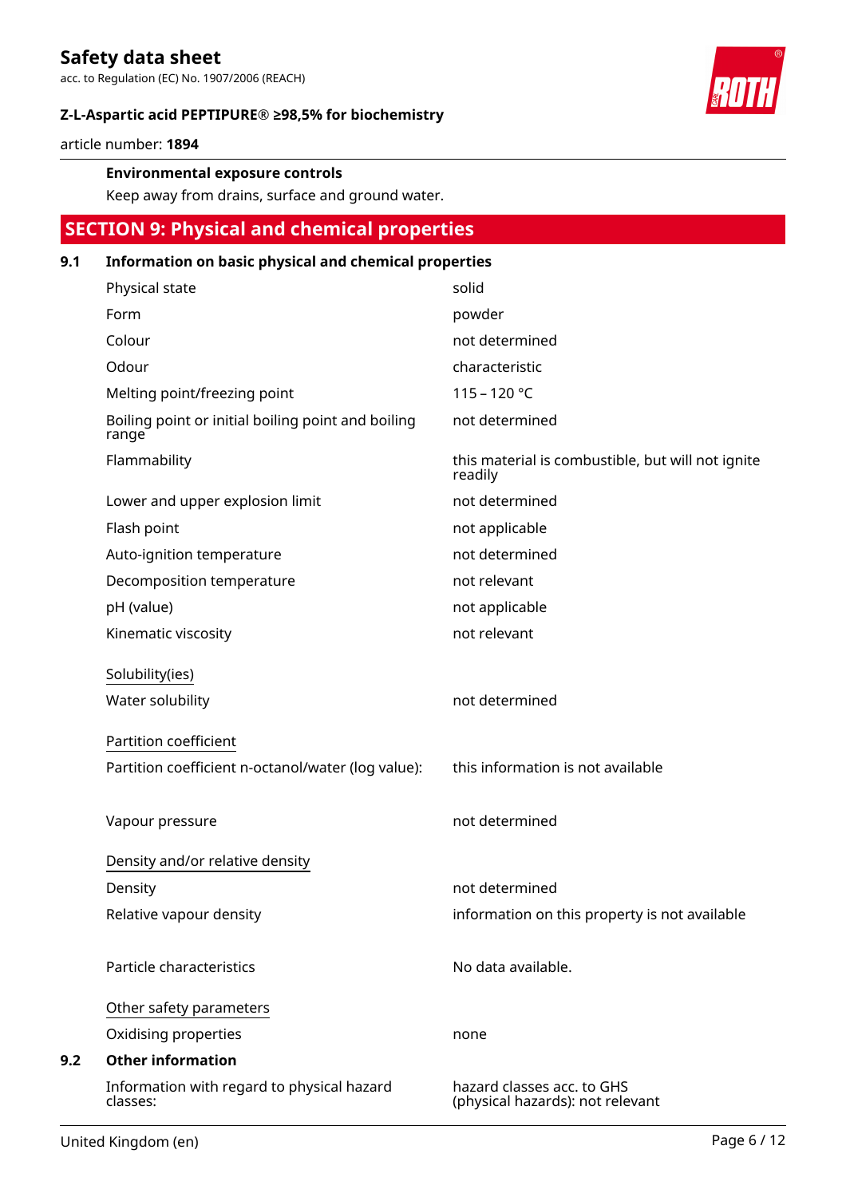**Environmental exposure controls**

Keep away from drains, surface and ground water.

## SECTION 9: Physical and chemical properties

### 9.1 Information on basic physical and chemical properties

| | |
|---|---|
| Physical state | solid |
| Form | powder |
| Colour | not determined |
| Odour | characteristic |
| Melting point/freezing point | 115 – 120 °C |
| Boiling point or initial boiling point and boiling range | not determined |
| Flammability | this material is combustible, but will not ignite readily |
| Lower and upper explosion limit | not determined |
| Flash point | not applicable |
| Auto-ignition temperature | not determined |
| Decomposition temperature | not relevant |
| pH (value) | not applicable |
| Kinematic viscosity | not relevant |

Solubility(ies)

| | |
|---|---|
| Water solubility | not determined |

Partition coefficient

| | |
|---|---|
| Partition coefficient n-octanol/water (log value): | this information is not available |
| Vapour pressure | not determined |

Density and/or relative density

| | |
|---|---|
| Density | not determined |
| Relative vapour density | information on this property is not available |
| Particle characteristics | No data available. |

Other safety parameters

| | |
|---|---|
| Oxidising properties | none |

### 9.2 Other information

| | |
|---|---|
| Information with regard to physical hazard classes: | hazard classes acc. to GHS (physical hazards): not relevant |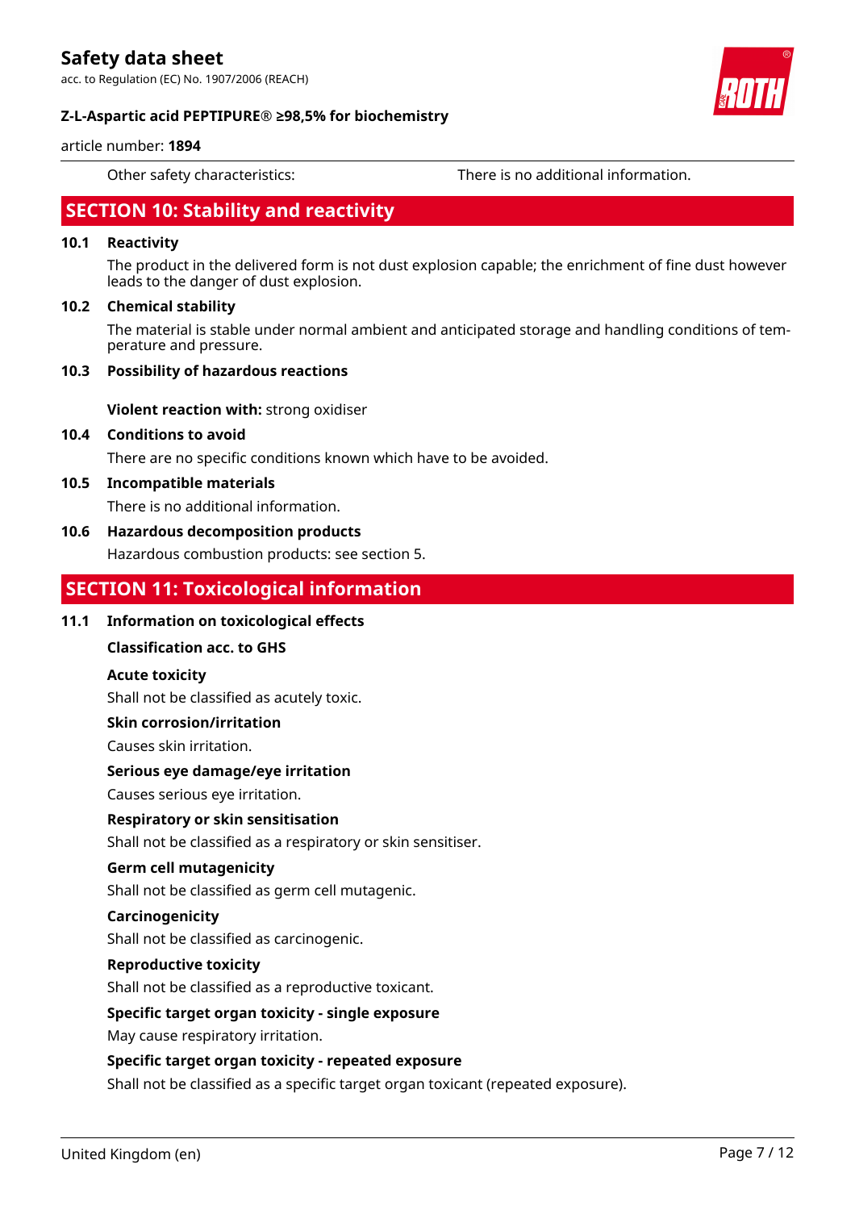Other safety characteristics: There is no additional information.

## SECTION 10: Stability and reactivity

### 10.1 Reactivity

The product in the delivered form is not dust explosion capable; the enrichment of fine dust however leads to the danger of dust explosion.

### 10.2 Chemical stability

The material is stable under normal ambient and anticipated storage and handling conditions of temperature and pressure.

### 10.3 Possibility of hazardous reactions

**Violent reaction with:** strong oxidiser

### 10.4 Conditions to avoid

There are no specific conditions known which have to be avoided.

### 10.5 Incompatible materials

There is no additional information.

### 10.6 Hazardous decomposition products

Hazardous combustion products: see section 5.

## SECTION 11: Toxicological information

### 11.1 Information on toxicological effects

**Classification acc. to GHS**

**Acute toxicity**

Shall not be classified as acutely toxic.

**Skin corrosion/irritation**

Causes skin irritation.

**Serious eye damage/eye irritation**

Causes serious eye irritation.

**Respiratory or skin sensitisation**

Shall not be classified as a respiratory or skin sensitiser.

**Germ cell mutagenicity**

Shall not be classified as germ cell mutagenic.

**Carcinogenicity**

Shall not be classified as carcinogenic.

**Reproductive toxicity**

Shall not be classified as a reproductive toxicant.

**Specific target organ toxicity - single exposure**

May cause respiratory irritation.

**Specific target organ toxicity - repeated exposure**

Shall not be classified as a specific target organ toxicant (repeated exposure).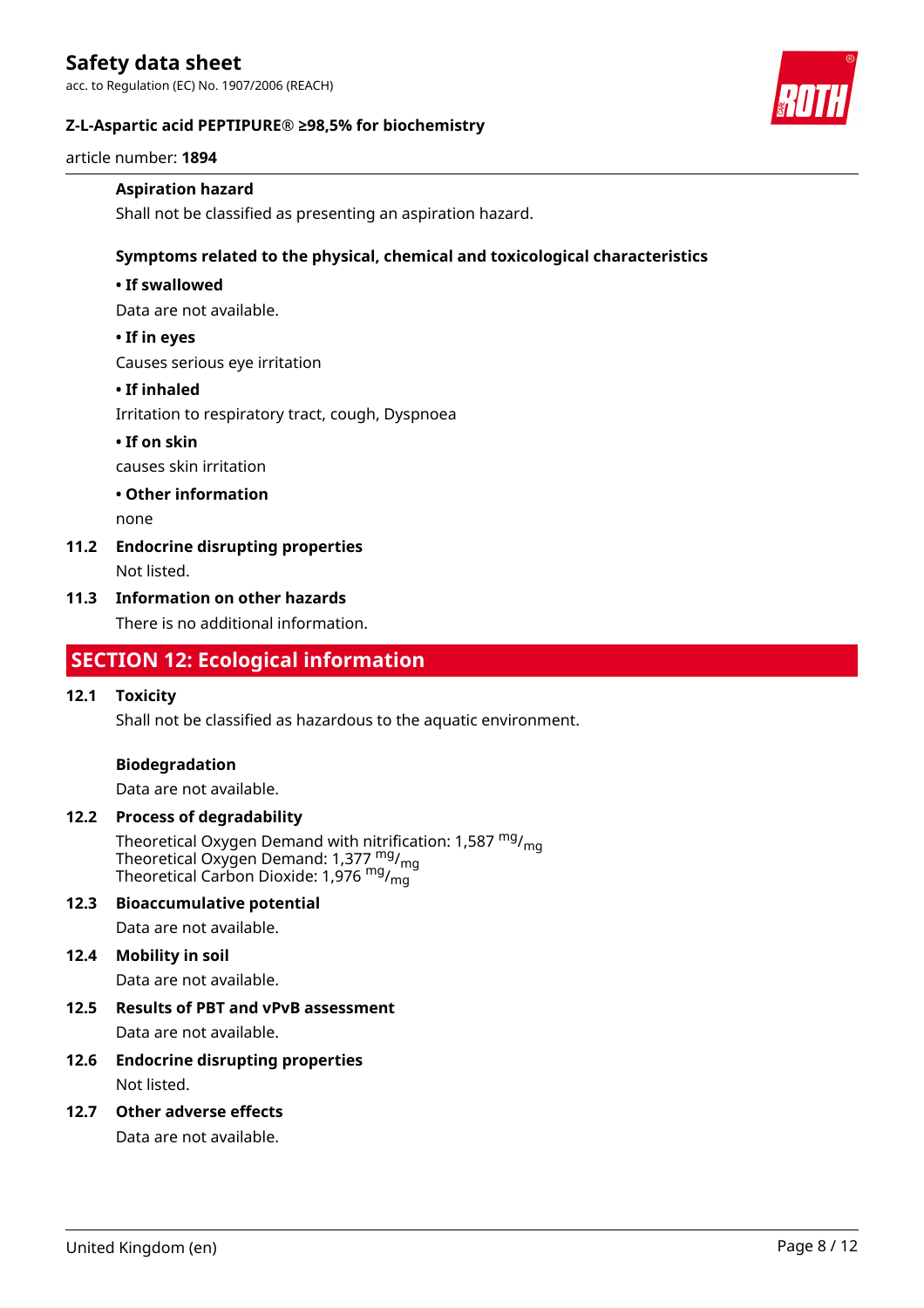**Aspiration hazard**

Shall not be classified as presenting an aspiration hazard.

**Symptoms related to the physical, chemical and toxicological characteristics**

**• If swallowed**

Data are not available.

**• If in eyes**

Causes serious eye irritation

**• If inhaled**

Irritation to respiratory tract, cough, Dyspnoea

**• If on skin**

causes skin irritation

**• Other information**

none

**11.2 Endocrine disrupting properties**

Not listed.

**11.3 Information on other hazards**

There is no additional information.

## SECTION 12: Ecological information

**12.1 Toxicity**

Shall not be classified as hazardous to the aquatic environment.

**Biodegradation**

Data are not available.

**12.2 Process of degradability**

Theoretical Oxygen Demand with nitrification: 1,587 $^{mg}/_{mg}$
Theoretical Oxygen Demand: 1,377 $^{mg}/_{mg}$
Theoretical Carbon Dioxide: 1,976 $^{mg}/_{mg}$

**12.3 Bioaccumulative potential**

Data are not available.

**12.4 Mobility in soil**

Data are not available.

**12.5 Results of PBT and vPvB assessment**

Data are not available.

**12.6 Endocrine disrupting properties**

Not listed.

**12.7 Other adverse effects**

Data are not available.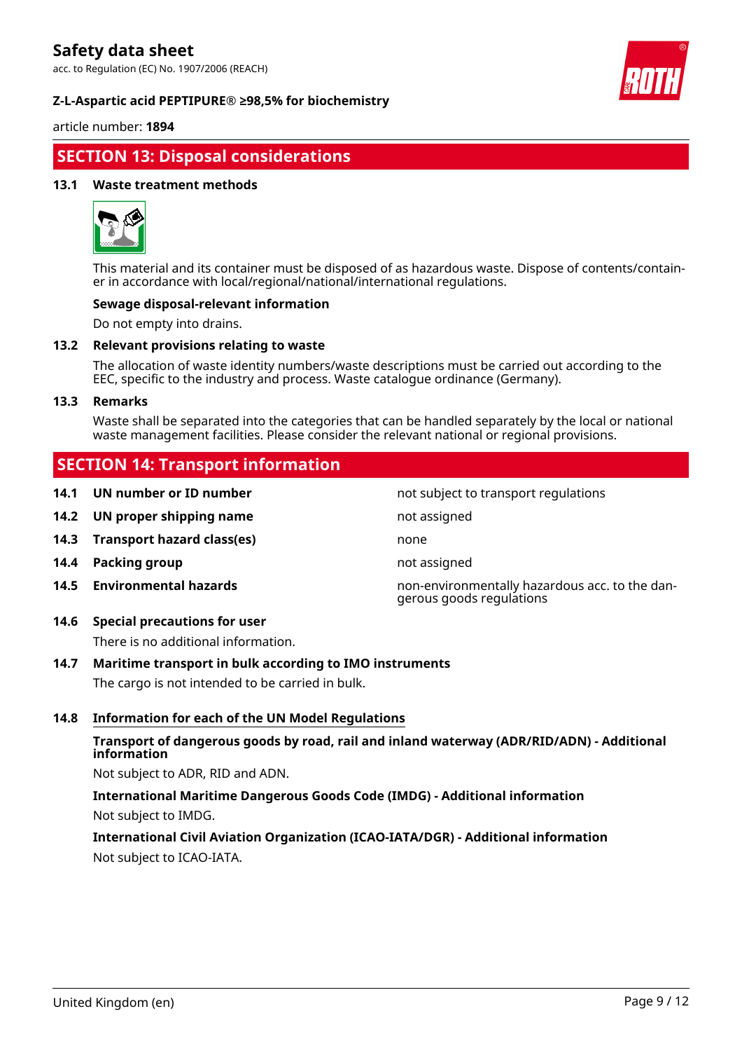## SECTION 13: Disposal considerations

### 13.1 Waste treatment methods

This material and its container must be disposed of as hazardous waste. Dispose of contents/container in accordance with local/regional/national/international regulations.

**Sewage disposal-relevant information**

Do not empty into drains.

### 13.2 Relevant provisions relating to waste

The allocation of waste identity numbers/waste descriptions must be carried out according to the EEC, specific to the industry and process. Waste catalogue ordinance (Germany).

### 13.3 Remarks

Waste shall be separated into the categories that can be handled separately by the local or national waste management facilities. Please consider the relevant national or regional provisions.

## SECTION 14: Transport information

| | | |
|---|---|---|
| **14.1** | **UN number or ID number** | not subject to transport regulations |
| **14.2** | **UN proper shipping name** | not assigned |
| **14.3** | **Transport hazard class(es)** | none |
| **14.4** | **Packing group** | not assigned |
| **14.5** | **Environmental hazards** | non-environmentally hazardous acc. to the dangerous goods regulations |

### 14.6 Special precautions for user

There is no additional information.

### 14.7 Maritime transport in bulk according to IMO instruments

The cargo is not intended to be carried in bulk.

### 14.8 Information for each of the UN Model Regulations

**Transport of dangerous goods by road, rail and inland waterway (ADR/RID/ADN) - Additional information**

Not subject to ADR, RID and ADN.

**International Maritime Dangerous Goods Code (IMDG) - Additional information**

Not subject to IMDG.

**International Civil Aviation Organization (ICAO-IATA/DGR) - Additional information**

Not subject to ICAO-IATA.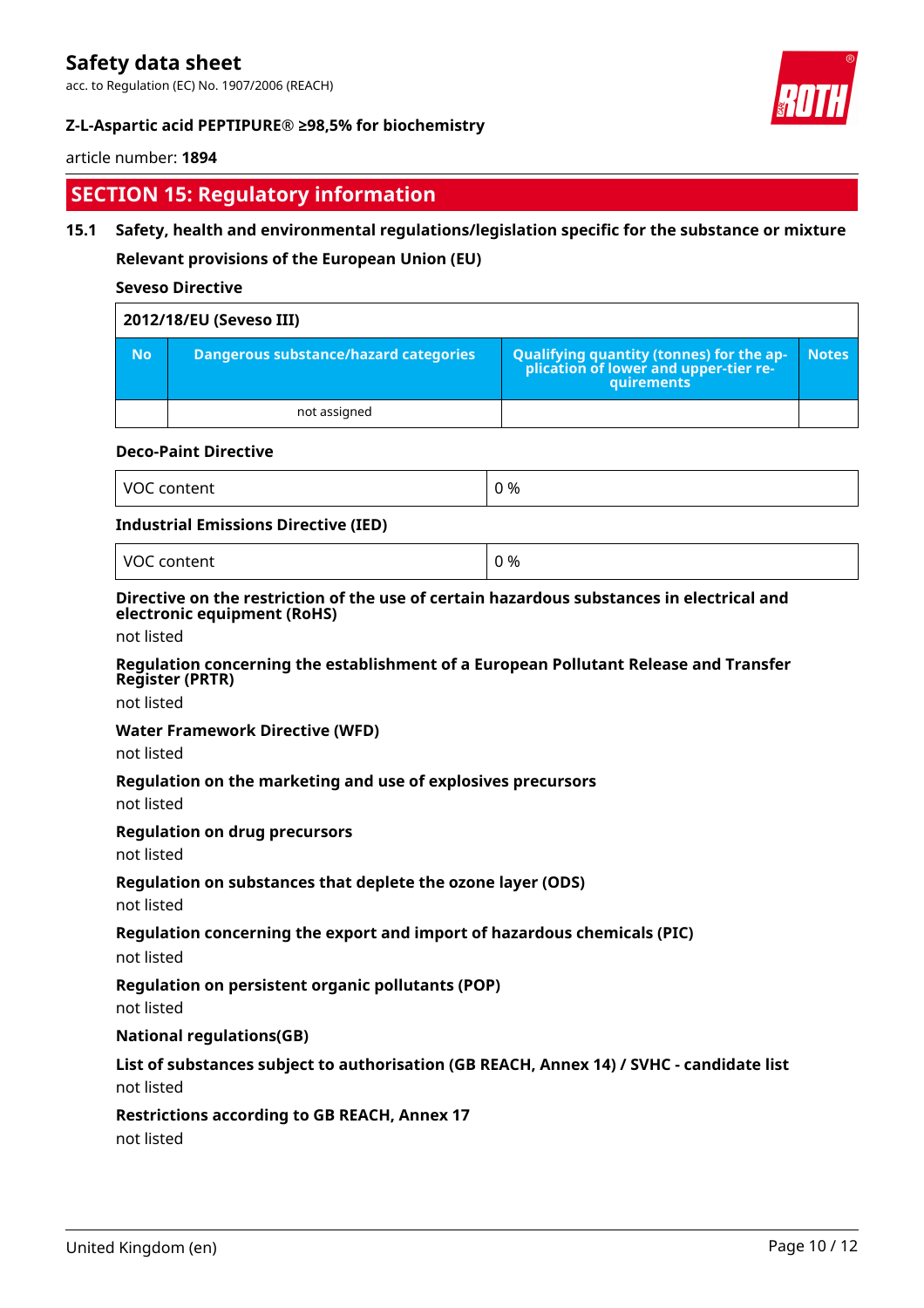## SECTION 15: Regulatory information

### 15.1 Safety, health and environmental regulations/legislation specific for the substance or mixture

**Relevant provisions of the European Union (EU)**

**Seveso Directive**

| 2012/18/EU (Seveso III) | | | |
|---|---|---|---|
| **No** | **Dangerous substance/hazard categories** | **Qualifying quantity (tonnes) for the application of lower and upper-tier requirements** | **Notes** |
| | not assigned | | |

**Deco-Paint Directive**

| VOC content | 0 % |
|---|---|

**Industrial Emissions Directive (IED)**

| VOC content | 0 % |
|---|---|

**Directive on the restriction of the use of certain hazardous substances in electrical and electronic equipment (RoHS)**

not listed

**Regulation concerning the establishment of a European Pollutant Release and Transfer Register (PRTR)**

not listed

**Water Framework Directive (WFD)**

not listed

**Regulation on the marketing and use of explosives precursors**

not listed

**Regulation on drug precursors**

not listed

**Regulation on substances that deplete the ozone layer (ODS)**

not listed

**Regulation concerning the export and import of hazardous chemicals (PIC)**

not listed

**Regulation on persistent organic pollutants (POP)**

not listed

**National regulations(GB)**

**List of substances subject to authorisation (GB REACH, Annex 14) / SVHC - candidate list**

not listed

**Restrictions according to GB REACH, Annex 17**

not listed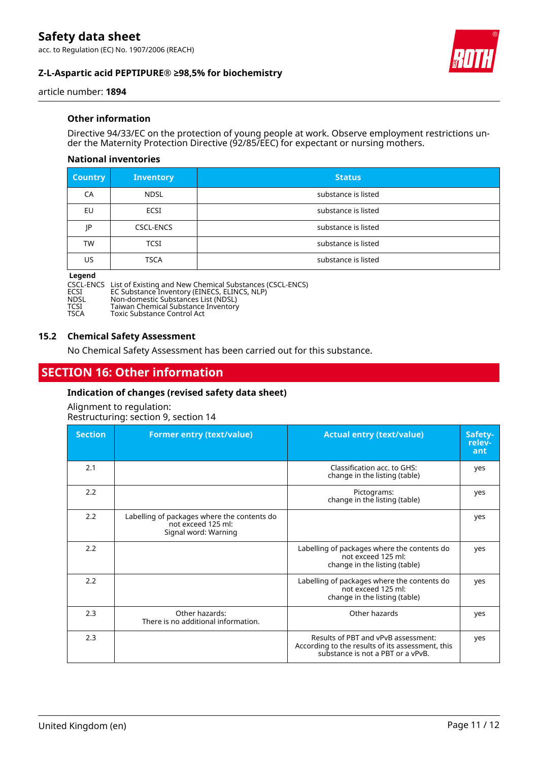#### Other information

Directive 94/33/EC on the protection of young people at work. Observe employment restrictions under the Maternity Protection Directive (92/85/EEC) for expectant or nursing mothers.

#### National inventories

| Country | Inventory | Status |
|---|---|---|
| CA | NDSL | substance is listed |
| EU | ECSI | substance is listed |
| JP | CSCL-ENCS | substance is listed |
| TW | TCSI | substance is listed |
| US | TSCA | substance is listed |

**Legend**

CSCL-ENCS List of Existing and New Chemical Substances (CSCL-ENCS)
ECSI EC Substance Inventory (EINECS, ELINCS, NLP)
NDSL Non-domestic Substances List (NDSL)
TCSI Taiwan Chemical Substance Inventory
TSCA Toxic Substance Control Act

### 15.2 Chemical Safety Assessment

No Chemical Safety Assessment has been carried out for this substance.

## SECTION 16: Other information

#### Indication of changes (revised safety data sheet)

Alignment to regulation:
Restructuring: section 9, section 14

| Section | Former entry (text/value) | Actual entry (text/value) | Safety-relevant |
|---|---|---|---|
| 2.1 | | Classification acc. to GHS: change in the listing (table) | yes |
| 2.2 | | Pictograms: change in the listing (table) | yes |
| 2.2 | Labelling of packages where the contents do not exceed 125 ml: Signal word: Warning | | yes |
| 2.2 | | Labelling of packages where the contents do not exceed 125 ml: change in the listing (table) | yes |
| 2.2 | | Labelling of packages where the contents do not exceed 125 ml: change in the listing (table) | yes |
| 2.3 | Other hazards: There is no additional information. | Other hazards | yes |
| 2.3 | | Results of PBT and vPvB assessment: According to the results of its assessment, this substance is not a PBT or a vPvB. | yes |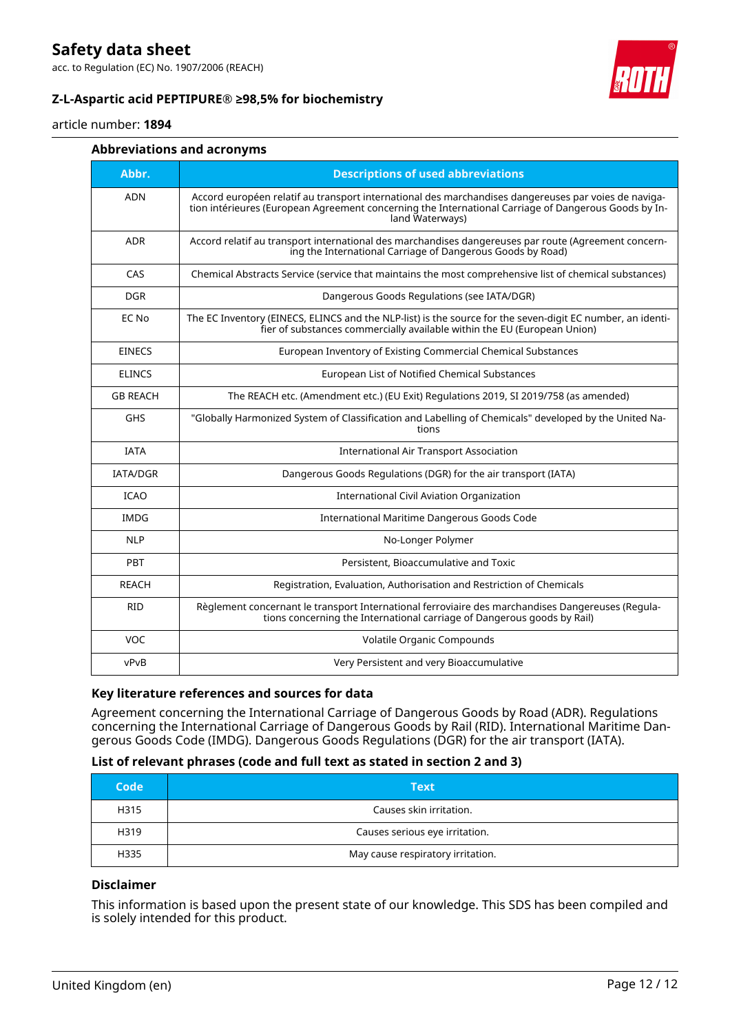### Abbreviations and acronyms

| Abbr. | Descriptions of used abbreviations |
|---|---|
| ADN | Accord européen relatif au transport international des marchandises dangereuses par voies de navigation intérieures (European Agreement concerning the International Carriage of Dangerous Goods by Inland Waterways) |
| ADR | Accord relatif au transport international des marchandises dangereuses par route (Agreement concerning the International Carriage of Dangerous Goods by Road) |
| CAS | Chemical Abstracts Service (service that maintains the most comprehensive list of chemical substances) |
| DGR | Dangerous Goods Regulations (see IATA/DGR) |
| EC No | The EC Inventory (EINECS, ELINCS and the NLP-list) is the source for the seven-digit EC number, an identifier of substances commercially available within the EU (European Union) |
| EINECS | European Inventory of Existing Commercial Chemical Substances |
| ELINCS | European List of Notified Chemical Substances |
| GB REACH | The REACH etc. (Amendment etc.) (EU Exit) Regulations 2019, SI 2019/758 (as amended) |
| GHS | "Globally Harmonized System of Classification and Labelling of Chemicals" developed by the United Nations |
| IATA | International Air Transport Association |
| IATA/DGR | Dangerous Goods Regulations (DGR) for the air transport (IATA) |
| ICAO | International Civil Aviation Organization |
| IMDG | International Maritime Dangerous Goods Code |
| NLP | No-Longer Polymer |
| PBT | Persistent, Bioaccumulative and Toxic |
| REACH | Registration, Evaluation, Authorisation and Restriction of Chemicals |
| RID | Règlement concernant le transport International ferroviaire des marchandises Dangereuses (Regulations concerning the International carriage of Dangerous goods by Rail) |
| VOC | Volatile Organic Compounds |
| vPvB | Very Persistent and very Bioaccumulative |

### Key literature references and sources for data

Agreement concerning the International Carriage of Dangerous Goods by Road (ADR). Regulations concerning the International Carriage of Dangerous Goods by Rail (RID). International Maritime Dangerous Goods Code (IMDG). Dangerous Goods Regulations (DGR) for the air transport (IATA).

### List of relevant phrases (code and full text as stated in section 2 and 3)

| Code | Text |
|---|---|
| H315 | Causes skin irritation. |
| H319 | Causes serious eye irritation. |
| H335 | May cause respiratory irritation. |

### Disclaimer

This information is based upon the present state of our knowledge. This SDS has been compiled and is solely intended for this product.